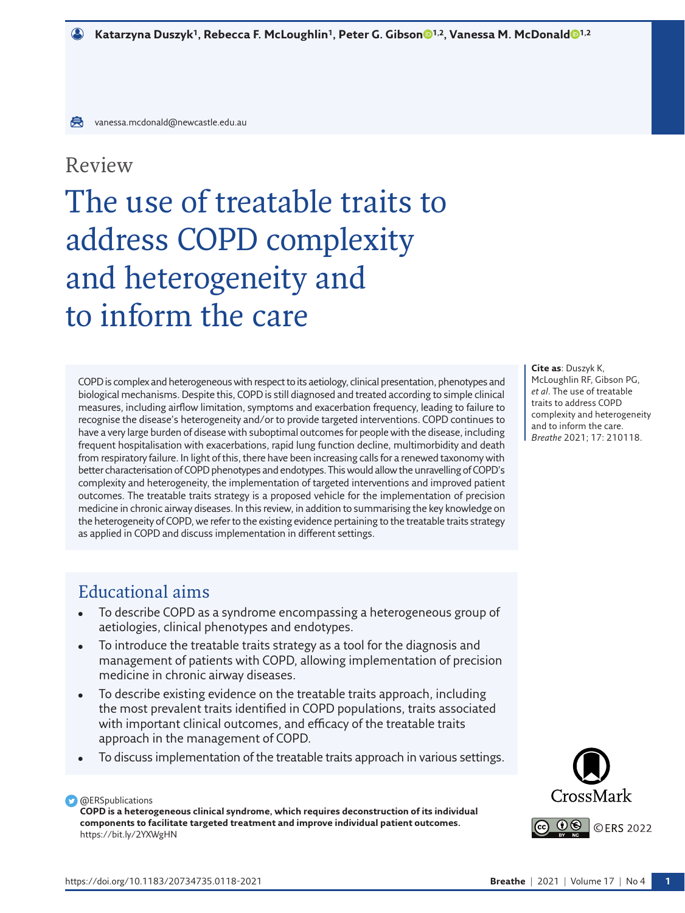Katarzyna Duszyk[1], Rebecca F. McLoughlin[1], Peter G. Gibson[1,2], Vanessa M. McDonald[1,2]

vanessa.mcdonald@newcastle.edu.au

Review

# The use of treatable traits to address COPD complexity and heterogeneity and to inform the care

COPD is complex and heterogeneous with respect to its aetiology, clinical presentation, phenotypes and biological mechanisms. Despite this, COPD is still diagnosed and treated according to simple clinical measures, including airflow limitation, symptoms and exacerbation frequency, leading to failure to recognise the disease's heterogeneity and/or to provide targeted interventions. COPD continues to have a very large burden of disease with suboptimal outcomes for people with the disease, including frequent hospitalisation with exacerbations, rapid lung function decline, multimorbidity and death from respiratory failure. In light of this, there have been increasing calls for a renewed taxonomy with better characterisation of COPD phenotypes and endotypes. This would allow the unravelling of COPD's complexity and heterogeneity, the implementation of targeted interventions and improved patient outcomes. The treatable traits strategy is a proposed vehicle for the implementation of precision medicine in chronic airway diseases. In this review, in addition to summarising the key knowledge on the heterogeneity of COPD, we refer to the existing evidence pertaining to the treatable traits strategy as applied in COPD and discuss implementation in different settings.

**Cite as**: Duszyk K, McLoughlin RF, Gibson PG, *et al*. The use of treatable traits to address COPD complexity and heterogeneity and to inform the care. *Breathe* 2021; 17: 210118.

## Educational aims

- To describe COPD as a syndrome encompassing a heterogeneous group of aetiologies, clinical phenotypes and endotypes.
- To introduce the treatable traits strategy as a tool for the diagnosis and management of patients with COPD, allowing implementation of precision medicine in chronic airway diseases.
- To describe existing evidence on the treatable traits approach, including the most prevalent traits identified in COPD populations, traits associated with important clinical outcomes, and efficacy of the treatable traits approach in the management of COPD.
- To discuss implementation of the treatable traits approach in various settings.

@ERSpublications
**COPD is a heterogeneous clinical syndrome, which requires deconstruction of its individual components to facilitate targeted treatment and improve individual patient outcomes.**
https://bit.ly/2YXWgHN

©ERS 2022

https://doi.org/10.1183/20734735.0118-2021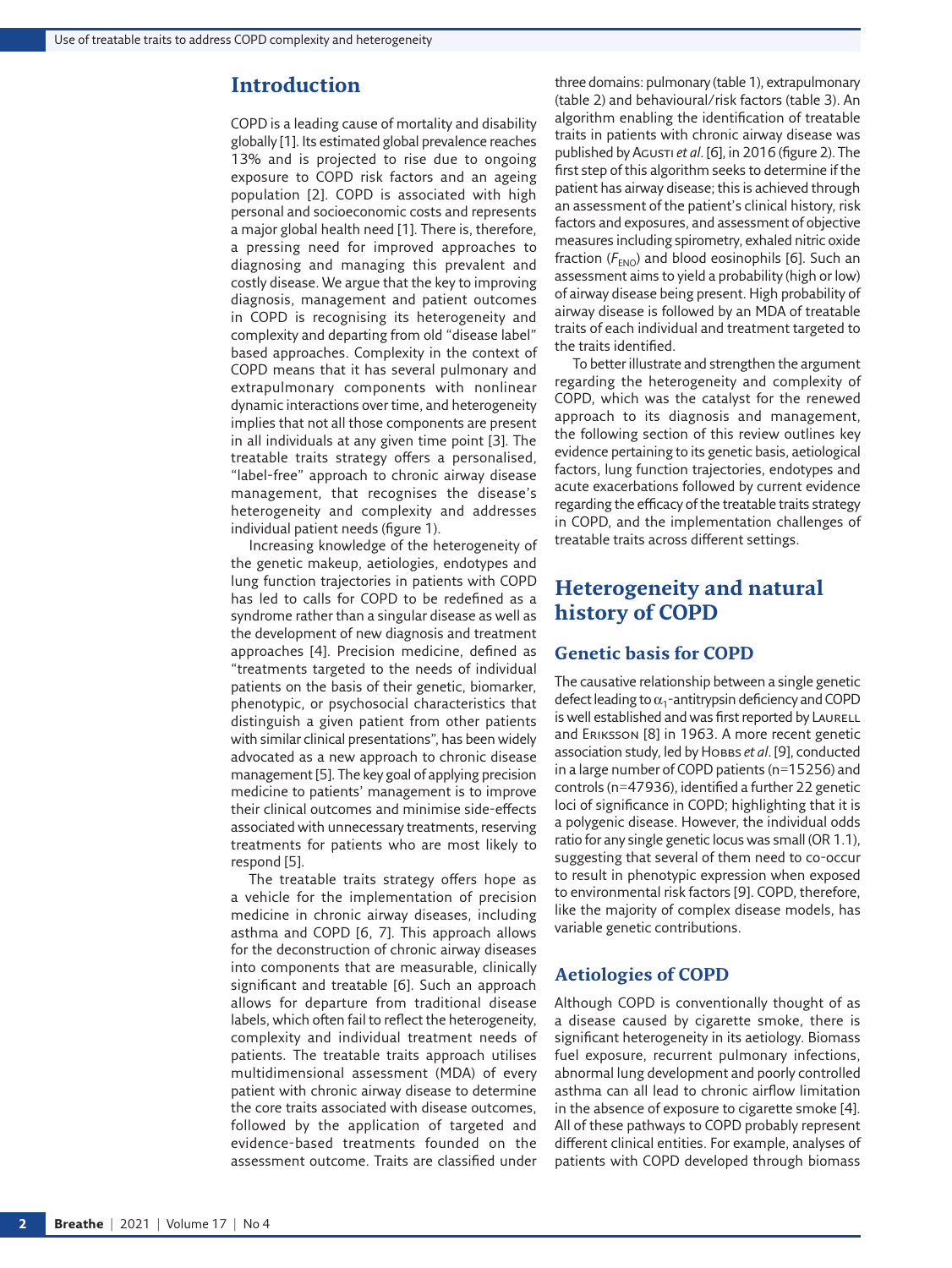## Introduction

COPD is a leading cause of mortality and disability globally [1]. Its estimated global prevalence reaches 13% and is projected to rise due to ongoing exposure to COPD risk factors and an ageing population [2]. COPD is associated with high personal and socioeconomic costs and represents a major global health need [1]. There is, therefore, a pressing need for improved approaches to diagnosing and managing this prevalent and costly disease. We argue that the key to improving diagnosis, management and patient outcomes in COPD is recognising its heterogeneity and complexity and departing from old "disease label" based approaches. Complexity in the context of COPD means that it has several pulmonary and extrapulmonary components with nonlinear dynamic interactions over time, and heterogeneity implies that not all those components are present in all individuals at any given time point [3]. The treatable traits strategy offers a personalised, "label-free" approach to chronic airway disease management, that recognises the disease's heterogeneity and complexity and addresses individual patient needs (figure 1).

Increasing knowledge of the heterogeneity of the genetic makeup, aetiologies, endotypes and lung function trajectories in patients with COPD has led to calls for COPD to be redefined as a syndrome rather than a singular disease as well as the development of new diagnosis and treatment approaches [4]. Precision medicine, defined as "treatments targeted to the needs of individual patients on the basis of their genetic, biomarker, phenotypic, or psychosocial characteristics that distinguish a given patient from other patients with similar clinical presentations", has been widely advocated as a new approach to chronic disease management [5]. The key goal of applying precision medicine to patients' management is to improve their clinical outcomes and minimise side-effects associated with unnecessary treatments, reserving treatments for patients who are most likely to respond [5].

The treatable traits strategy offers hope as a vehicle for the implementation of precision medicine in chronic airway diseases, including asthma and COPD [6, 7]. This approach allows for the deconstruction of chronic airway diseases into components that are measurable, clinically significant and treatable [6]. Such an approach allows for departure from traditional disease labels, which often fail to reflect the heterogeneity, complexity and individual treatment needs of patients. The treatable traits approach utilises multidimensional assessment (MDA) of every patient with chronic airway disease to determine the core traits associated with disease outcomes, followed by the application of targeted and evidence-based treatments founded on the assessment outcome. Traits are classified under three domains: pulmonary (table 1), extrapulmonary (table 2) and behavioural/risk factors (table 3). An algorithm enabling the identification of treatable traits in patients with chronic airway disease was published by Agusti *et al*. [6], in 2016 (figure 2). The first step of this algorithm seeks to determine if the patient has airway disease; this is achieved through an assessment of the patient's clinical history, risk factors and exposures, and assessment of objective measures including spirometry, exhaled nitric oxide fraction ($F_{ENO}$) and blood eosinophils [6]. Such an assessment aims to yield a probability (high or low) of airway disease being present. High probability of airway disease is followed by an MDA of treatable traits of each individual and treatment targeted to the traits identified.

To better illustrate and strengthen the argument regarding the heterogeneity and complexity of COPD, which was the catalyst for the renewed approach to its diagnosis and management, the following section of this review outlines key evidence pertaining to its genetic basis, aetiological factors, lung function trajectories, endotypes and acute exacerbations followed by current evidence regarding the efficacy of the treatable traits strategy in COPD, and the implementation challenges of treatable traits across different settings.

## Heterogeneity and natural history of COPD

### Genetic basis for COPD

The causative relationship between a single genetic defect leading to $\alpha_1$-antitrypsin deficiency and COPD is well established and was first reported by Laurell and Eriksson [8] in 1963. A more recent genetic association study, led by Hobbs *et al*. [9], conducted in a large number of COPD patients (n=15256) and controls (n=47936), identified a further 22 genetic loci of significance in COPD; highlighting that it is a polygenic disease. However, the individual odds ratio for any single genetic locus was small (OR 1.1), suggesting that several of them need to co-occur to result in phenotypic expression when exposed to environmental risk factors [9]. COPD, therefore, like the majority of complex disease models, has variable genetic contributions.

### Aetiologies of COPD

Although COPD is conventionally thought of as a disease caused by cigarette smoke, there is significant heterogeneity in its aetiology. Biomass fuel exposure, recurrent pulmonary infections, abnormal lung development and poorly controlled asthma can all lead to chronic airflow limitation in the absence of exposure to cigarette smoke [4]. All of these pathways to COPD probably represent different clinical entities. For example, analyses of patients with COPD developed through biomass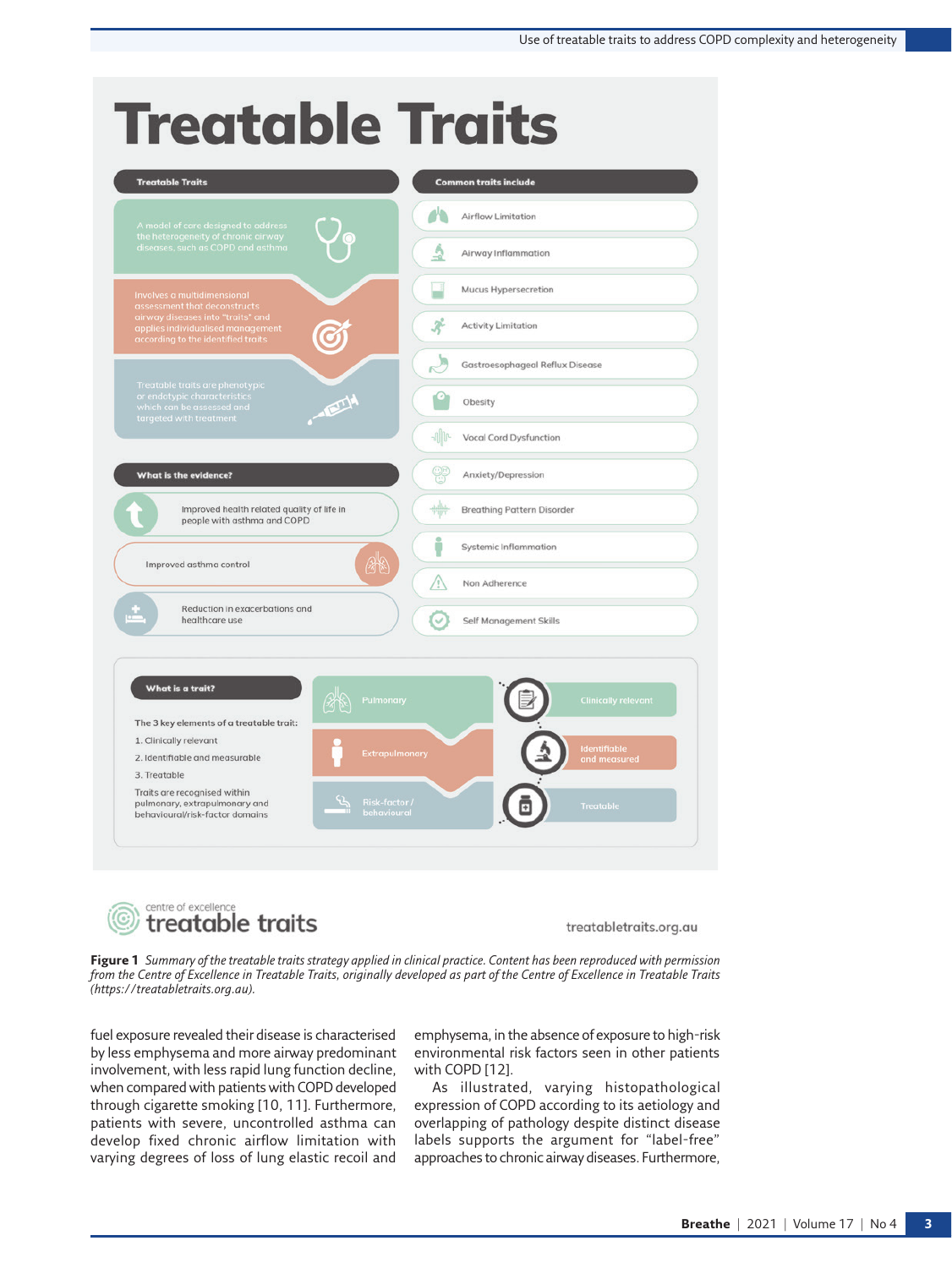# Treatable Traits

**Treatable Traits**

A model of care designed to address the heterogeneity of chronic airway diseases, such as COPD and asthma

Involves a multidimensional assessment that deconstructs airway diseases into "traits" and applies individualised management according to the identified traits

Treatable traits are phenotypic or endotypic characteristics which can be assessed and targeted with treatment

**Common traits include**

- Airflow Limitation
- Airway Inflammation
- Mucus Hypersecretion
- Activity Limitation
- Gastroesophageal Reflux Disease
- Obesity
- Vocal Cord Dysfunction
- Anxiety/Depression
- Breathing Pattern Disorder
- Systemic Inflammation
- Non Adherence
- Self Management Skills

**What is the evidence?**

- Improved health related quality of life in people with asthma and COPD
- Improved asthma control
- Reduction in exacerbations and healthcare use

**What is a trait?**

The 3 key elements of a treatable trait:

1. Clinically relevant
2. Identifiable and measurable
3. Treatable

Traits are recognised within pulmonary, extrapulmonary and behavioural/risk-factor domains

Pulmonary — Extrapulmonary — Risk-factor / behavioural

Clinically relevant — Identifiable and measured — Treatable

centre of excellence treatable traits

treatabletraits.org.au

**Figure 1** *Summary of the treatable traits strategy applied in clinical practice. Content has been reproduced with permission from the Centre of Excellence in Treatable Traits, originally developed as part of the Centre of Excellence in Treatable Traits (https://treatabletraits.org.au).*

fuel exposure revealed their disease is characterised by less emphysema and more airway predominant involvement, with less rapid lung function decline, when compared with patients with COPD developed through cigarette smoking [10, 11]. Furthermore, patients with severe, uncontrolled asthma can develop fixed chronic airflow limitation with varying degrees of loss of lung elastic recoil and emphysema, in the absence of exposure to high-risk environmental risk factors seen in other patients with COPD [12].

As illustrated, varying histopathological expression of COPD according to its aetiology and overlapping of pathology despite distinct disease labels supports the argument for "label-free" approaches to chronic airway diseases. Furthermore,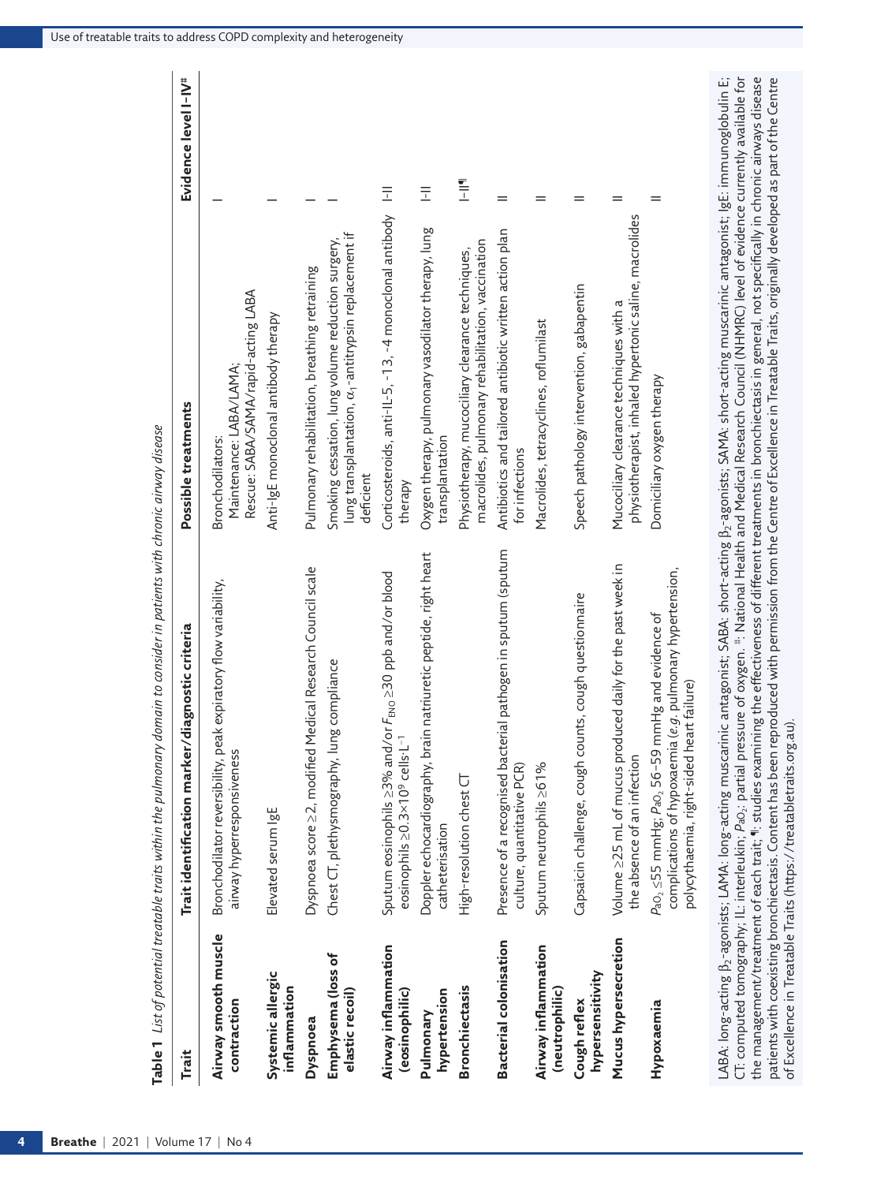**Table 1** *List of potential treatable traits within the pulmonary domain to consider in patients with chronic airway disease*

| Trait | Trait identification marker/diagnostic criteria | Possible treatments | Evidence level I–IV[#] |
|---|---|---|---|
| **Airway smooth muscle contraction** | Bronchodilator reversibility, peak expiratory flow variability, airway hyperresponsiveness | Bronchodilators: Maintenance: LABA/LAMA; Rescue: SABA/SAMA/rapid-acting LABA | I |
| **Systemic allergic inflammation** | Elevated serum IgE | Anti-IgE monoclonal antibody therapy | I |
| **Dyspnoea** | Dyspnoea score ≥2, modified Medical Research Council scale | Pulmonary rehabilitation, breathing retraining | I |
| **Emphysema (loss of elastic recoil)** | Chest CT, plethysmography, lung compliance | Smoking cessation, lung volume reduction surgery, lung transplantation, $\alpha_1$-antitrypsin replacement if deficient | I |
| **Airway inflammation (eosinophilic)** | Sputum eosinophils ≥3% and/or $F_{ENO}$ ≥30 ppb and/or blood eosinophils ≥0.3×10[9] cells·L[−1] | Corticosteroids, anti-IL-5, -13, -4 monoclonal antibody therapy | I–II |
| **Pulmonary hypertension** | Doppler echocardiography, brain natriuretic peptide, right heart catheterisation | Oxygen therapy, pulmonary vasodilator therapy, lung transplantation | I–II |
| **Bronchiectasis** | High-resolution chest CT | Physiotherapy, mucociliary clearance techniques, macrolides, pulmonary rehabilitation, vaccination | I–II[¶] |
| **Bacterial colonisation** | Presence of a recognised bacterial pathogen in sputum (sputum culture, quantitative PCR) | Antibiotics and tailored antibiotic written action plan for infections | II |
| **Airway inflammation (neutrophilic)** | Sputum neutrophils ≥61% | Macrolides, tetracyclines, roflumilast | II |
| **Cough reflex hypersensitivity** | Capsaicin challenge, cough counts, cough questionnaire | Speech pathology intervention, gabapentin | II |
| **Mucus hypersecretion** | Volume ≥25 mL of mucus produced daily for the past week in the absence of an infection | Mucociliary clearance techniques with a physiotherapist, inhaled hypertonic saline, macrolides | II |
| **Hypoxaemia** | $P_{aO_2}$ ≤55 mmHg; $P_{aO_2}$ 56–59 mmHg and evidence of complications of hypoxaemia (*e.g.* pulmonary hypertension, polycythaemia, right-sided heart failure) | Domiciliary oxygen therapy | II |

LABA: long-acting $\beta_2$-agonists; LAMA: long-acting muscarinic antagonist; SABA: short-acting $\beta_2$-agonists; SAMA: short-acting muscarinic antagonist; IgE: immunoglobulin E; CT: computed tomography; IL: interleukin; $P_{aO_2}$: partial pressure of oxygen. [#]: National Health and Medical Research Council (NHMRC) level of evidence currently available for the management/treatment of each trait; [¶]: studies examining the effectiveness of different treatments in bronchiectasis in general, not specifically in chronic airways disease patients with coexisting bronchiectasis. Content has been reproduced with permission from the Centre of Excellence in Treatable Traits, originally developed as part of the Centre of Excellence in Treatable Traits (https://treatabletraits.org.au).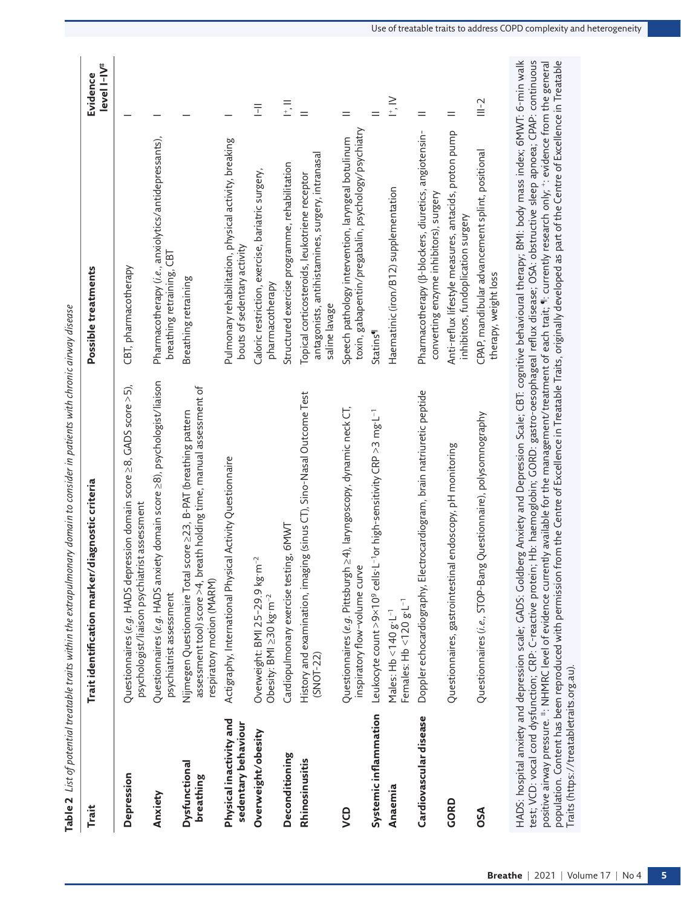**Table 2** *List of potential treatable traits within the extrapulmonary domain to consider in patients with chronic airway disease*

| Trait | Trait identification marker/diagnostic criteria | Possible treatments | Evidence level I–IV[#] |
|---|---|---|---|
| **Depression** | Questionnaires (*e.g.* HADS depression domain score ≥8, GADS score >5), psychologist/liaison psychiatrist assessment | CBT, pharmacotherapy | I |
| **Anxiety** | Questionnaires (*e.g.* HADS anxiety domain score ≥8), psychologist/liaison psychiatrist assessment | Pharmacotherapy (*i.e.*, anxiolytics/antidepressants), breathing retraining, CBT | I |
| **Dysfunctional breathing** | Nijmegen Questionnaire Total score ≥23, B-PAT (breathing pattern assessment tool) score >4, breath holding time, manual assessment of respiratory motion (MARM) | Breathing retraining | I |
| **Physical inactivity and sedentary behaviour** | Actigraphy, International Physical Activity Questionnaire | Pulmonary rehabilitation, physical activity, breaking bouts of sedentary activity | I |
| **Overweight/obesity** | Overweight: BMI 25–29.9 $kg \cdot m^{-2}$<br>Obesity: BMI ≥30 $kg \cdot m^{-2}$ | Caloric restriction, exercise, bariatric surgery, pharmacotherapy | I–II |
| **Deconditioning** | Cardiopulmonary exercise testing, 6MWT | Structured exercise programme, rehabilitation | I[+], II |
| **Rhinosinusitis** | History and examination, imaging (sinus CT), Sino-Nasal Outcome Test (SNOT-22) | Topical corticosteroids, leukotriene receptor antagonists, antihistamines, surgery, intranasal saline lavage | II |
| **VCD** | Questionnaires (*e.g.* Pittsburgh ≥4), laryngoscopy, dynamic neck CT, inspiratory flow–volume curve | Speech pathology intervention, laryngeal botulinum toxin, gabapentin/pregabalin, psychology/psychiatry | II |
| **Systemic inflammation** | Leukocyte count $>9 \times 10^9$ $cells \cdot L^{-1}$ or high-sensitivity CRP >3 $mg \cdot L^{-1}$ | Statins[¶] | II |
| **Anaemia** | Males: Hb <140 $g \cdot L^{-1}$<br>Females: Hb <120 $g \cdot L^{-1}$ | Haematinic (iron/B12) supplementation | I[+], IV |
| **Cardiovascular disease** | Doppler echocardiography, Electrocardiogram, brain natriuretic peptide | Pharmacotherapy (β-blockers, diuretics, angiotensin-converting enzyme inhibitors), surgery | II |
| **GORD** | Questionnaires, gastrointestinal endoscopy, pH monitoring | Anti-reflux lifestyle measures, antacids, proton pump inhibitors, fundoplication surgery | II |
| **OSA** | Questionnaires (*i.e.*, STOP-Bang Questionnaire), polysomnography | CPAP, mandibular advancement splint, positional therapy, weight loss | III-2 |

HADS: hospital anxiety and depression scale; GADS: Goldberg Anxiety and Depression Scale; CBT: cognitive behavioural therapy; BMI: body mass index; 6MWT: 6-min walk test; VCD: vocal cord dysfunction; CRP: C-reactive protein; Hb: haemoglobin; GORD: gastro-oesophageal reflux disease; OSA: obstructive sleep apnoea; CPAP: continuous positive airway pressure. [#]: NHMRC level of evidence currently available for the management/treatment of each trait; [¶]: currently research only; [+]: evidence from the general population. Content has been reproduced with permission from the Centre of Excellence in Treatable Traits, originally developed as part of the Centre of Excellence in Treatable Traits (https://treatabletraits.org.au).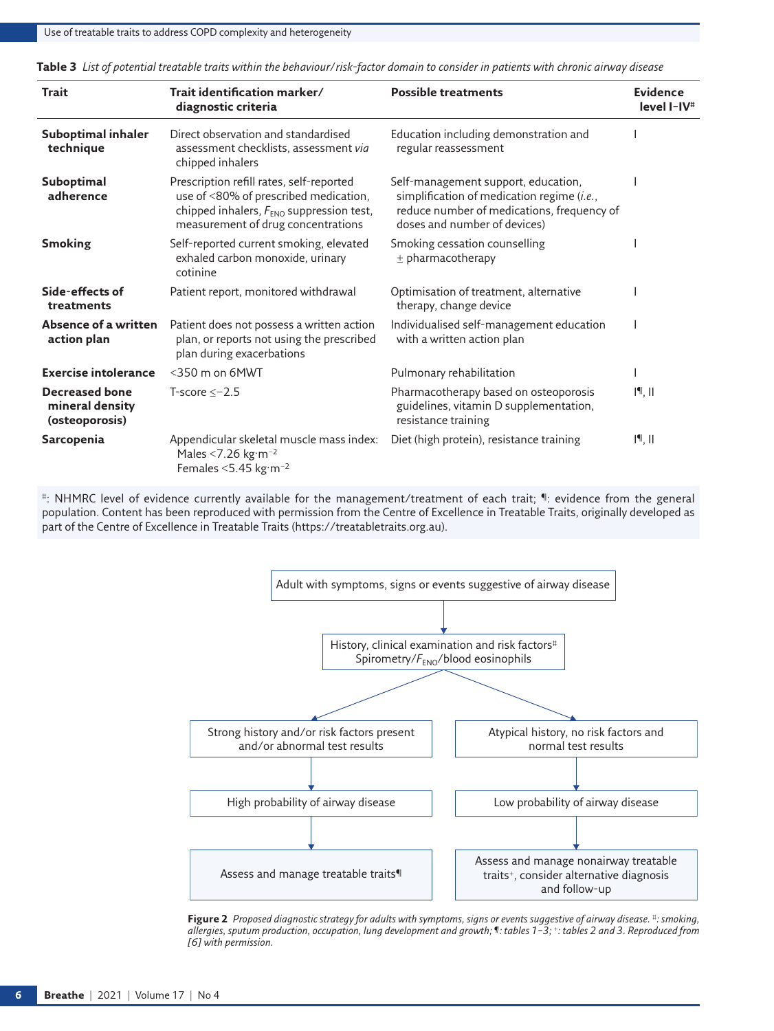**Table 3** *List of potential treatable traits within the behaviour/risk-factor domain to consider in patients with chronic airway disease*

| Trait | Trait identification marker/ diagnostic criteria | Possible treatments | Evidence level I–IV[#] |
|---|---|---|---|
| **Suboptimal inhaler technique** | Direct observation and standardised assessment checklists, assessment *via* chipped inhalers | Education including demonstration and regular reassessment | I |
| **Suboptimal adherence** | Prescription refill rates, self-reported use of <80% of prescribed medication, chipped inhalers, $F_{ENO}$ suppression test, measurement of drug concentrations | Self-management support, education, simplification of medication regime (*i.e.*, reduce number of medications, frequency of doses and number of devices) | I |
| **Smoking** | Self-reported current smoking, elevated exhaled carbon monoxide, urinary cotinine | Smoking cessation counselling ± pharmacotherapy | I |
| **Side-effects of treatments** | Patient report, monitored withdrawal | Optimisation of treatment, alternative therapy, change device | I |
| **Absence of a written action plan** | Patient does not possess a written action plan, or reports not using the prescribed plan during exacerbations | Individualised self-management education with a written action plan | I |
| **Exercise intolerance** | <350 m on 6MWT | Pulmonary rehabilitation | I |
| **Decreased bone mineral density (osteoporosis)** | T-score ≤−2.5 | Pharmacotherapy based on osteoporosis guidelines, vitamin D supplementation, resistance training | I[¶], II |
| **Sarcopenia** | Appendicular skeletal muscle mass index: Males <7.26 $kg \cdot m^{-2}$ Females <5.45 $kg \cdot m^{-2}$ | Diet (high protein), resistance training | I[¶], II |

[#]: NHMRC level of evidence currently available for the management/treatment of each trait; [¶]: evidence from the general population. Content has been reproduced with permission from the Centre of Excellence in Treatable Traits, originally developed as part of the Centre of Excellence in Treatable Traits (https://treatabletraits.org.au).

Adult with symptoms, signs or events suggestive of airway disease

→ History, clinical examination and risk factors[#]
Spirometry/$F_{ENO}$/blood eosinophils

→ Strong history and/or risk factors present and/or abnormal test results → High probability of airway disease → Assess and manage treatable traits[¶]

→ Atypical history, no risk factors and normal test results → Low probability of airway disease → Assess and manage nonairway treatable traits[+], consider alternative diagnosis and follow-up

**Figure 2** *Proposed diagnostic strategy for adults with symptoms, signs or events suggestive of airway disease. [#]: smoking, allergies, sputum production, occupation, lung development and growth; [¶]: tables 1–3; [+]: tables 2 and 3. Reproduced from [6] with permission.*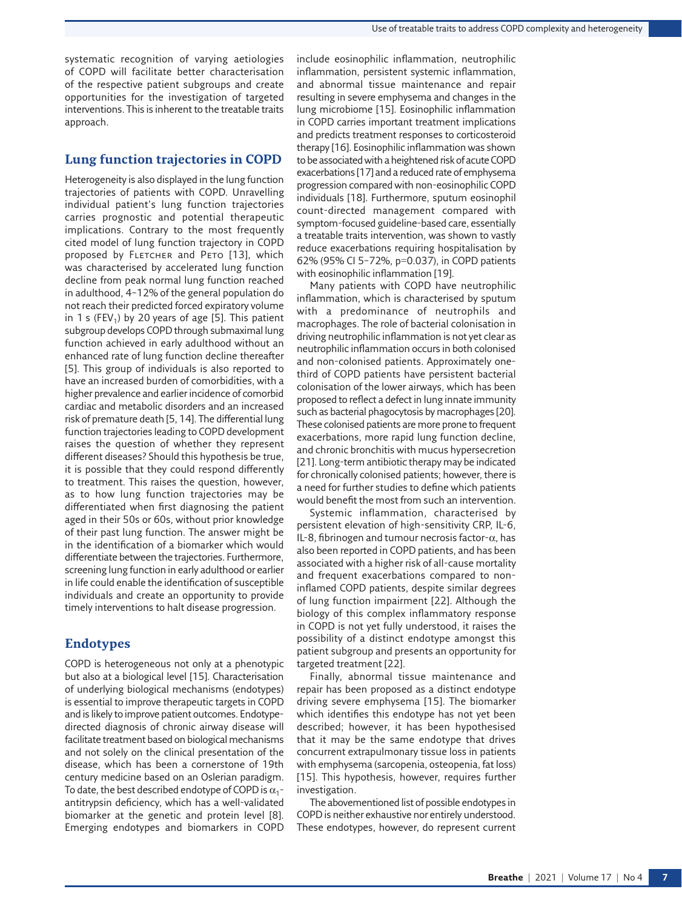systematic recognition of varying aetiologies of COPD will facilitate better characterisation of the respective patient subgroups and create opportunities for the investigation of targeted interventions. This is inherent to the treatable traits approach.

## Lung function trajectories in COPD

Heterogeneity is also displayed in the lung function trajectories of patients with COPD. Unravelling individual patient's lung function trajectories carries prognostic and potential therapeutic implications. Contrary to the most frequently cited model of lung function trajectory in COPD proposed by Fletcher and Peto [13], which was characterised by accelerated lung function decline from peak normal lung function reached in adulthood, 4–12% of the general population do not reach their predicted forced expiratory volume in 1 s ($FEV_1$) by 20 years of age [5]. This patient subgroup develops COPD through submaximal lung function achieved in early adulthood without an enhanced rate of lung function decline thereafter [5]. This group of individuals is also reported to have an increased burden of comorbidities, with a higher prevalence and earlier incidence of comorbid cardiac and metabolic disorders and an increased risk of premature death [5, 14]. The differential lung function trajectories leading to COPD development raises the question of whether they represent different diseases? Should this hypothesis be true, it is possible that they could respond differently to treatment. This raises the question, however, as to how lung function trajectories may be differentiated when first diagnosing the patient aged in their 50s or 60s, without prior knowledge of their past lung function. The answer might be in the identification of a biomarker which would differentiate between the trajectories. Furthermore, screening lung function in early adulthood or earlier in life could enable the identification of susceptible individuals and create an opportunity to provide timely interventions to halt disease progression.

## Endotypes

COPD is heterogeneous not only at a phenotypic but also at a biological level [15]. Characterisation of underlying biological mechanisms (endotypes) is essential to improve therapeutic targets in COPD and is likely to improve patient outcomes. Endotype-directed diagnosis of chronic airway disease will facilitate treatment based on biological mechanisms and not solely on the clinical presentation of the disease, which has been a cornerstone of 19th century medicine based on an Oslerian paradigm. To date, the best described endotype of COPD is $\alpha_1$-antitrypsin deficiency, which has a well-validated biomarker at the genetic and protein level [8]. Emerging endotypes and biomarkers in COPD include eosinophilic inflammation, neutrophilic inflammation, persistent systemic inflammation, and abnormal tissue maintenance and repair resulting in severe emphysema and changes in the lung microbiome [15]. Eosinophilic inflammation in COPD carries important treatment implications and predicts treatment responses to corticosteroid therapy [16]. Eosinophilic inflammation was shown to be associated with a heightened risk of acute COPD exacerbations [17] and a reduced rate of emphysema progression compared with non-eosinophilic COPD individuals [18]. Furthermore, sputum eosinophil count-directed management compared with symptom-focused guideline-based care, essentially a treatable traits intervention, was shown to vastly reduce exacerbations requiring hospitalisation by 62% (95% CI 5–72%, p=0.037), in COPD patients with eosinophilic inflammation [19].

Many patients with COPD have neutrophilic inflammation, which is characterised by sputum with a predominance of neutrophils and macrophages. The role of bacterial colonisation in driving neutrophilic inflammation is not yet clear as neutrophilic inflammation occurs in both colonised and non-colonised patients. Approximately one-third of COPD patients have persistent bacterial colonisation of the lower airways, which has been proposed to reflect a defect in lung innate immunity such as bacterial phagocytosis by macrophages [20]. These colonised patients are more prone to frequent exacerbations, more rapid lung function decline, and chronic bronchitis with mucus hypersecretion [21]. Long-term antibiotic therapy may be indicated for chronically colonised patients; however, there is a need for further studies to define which patients would benefit the most from such an intervention.

Systemic inflammation, characterised by persistent elevation of high-sensitivity CRP, IL-6, IL-8, fibrinogen and tumour necrosis factor-$\alpha$, has also been reported in COPD patients, and has been associated with a higher risk of all-cause mortality and frequent exacerbations compared to non-inflamed COPD patients, despite similar degrees of lung function impairment [22]. Although the biology of this complex inflammatory response in COPD is not yet fully understood, it raises the possibility of a distinct endotype amongst this patient subgroup and presents an opportunity for targeted treatment [22].

Finally, abnormal tissue maintenance and repair has been proposed as a distinct endotype driving severe emphysema [15]. The biomarker which identifies this endotype has not yet been described; however, it has been hypothesised that it may be the same endotype that drives concurrent extrapulmonary tissue loss in patients with emphysema (sarcopenia, osteopenia, fat loss) [15]. This hypothesis, however, requires further investigation.

The abovementioned list of possible endotypes in COPD is neither exhaustive nor entirely understood. These endotypes, however, do represent current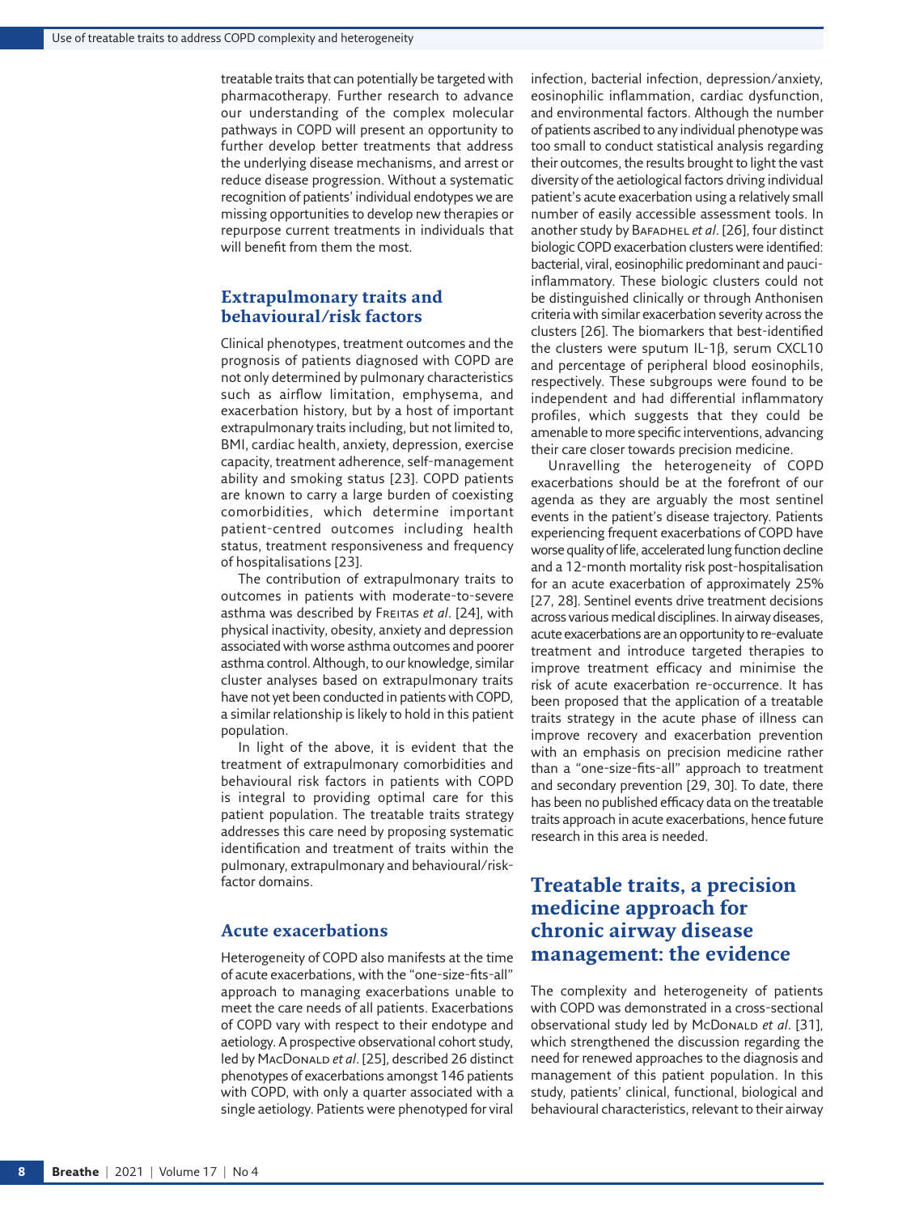treatable traits that can potentially be targeted with pharmacotherapy. Further research to advance our understanding of the complex molecular pathways in COPD will present an opportunity to further develop better treatments that address the underlying disease mechanisms, and arrest or reduce disease progression. Without a systematic recognition of patients' individual endotypes we are missing opportunities to develop new therapies or repurpose current treatments in individuals that will benefit from them the most.

## Extrapulmonary traits and behavioural/risk factors

Clinical phenotypes, treatment outcomes and the prognosis of patients diagnosed with COPD are not only determined by pulmonary characteristics such as airflow limitation, emphysema, and exacerbation history, but by a host of important extrapulmonary traits including, but not limited to, BMI, cardiac health, anxiety, depression, exercise capacity, treatment adherence, self-management ability and smoking status [23]. COPD patients are known to carry a large burden of coexisting comorbidities, which determine important patient-centred outcomes including health status, treatment responsiveness and frequency of hospitalisations [23].

The contribution of extrapulmonary traits to outcomes in patients with moderate-to-severe asthma was described by Freitas *et al*. [24], with physical inactivity, obesity, anxiety and depression associated with worse asthma outcomes and poorer asthma control. Although, to our knowledge, similar cluster analyses based on extrapulmonary traits have not yet been conducted in patients with COPD, a similar relationship is likely to hold in this patient population.

In light of the above, it is evident that the treatment of extrapulmonary comorbidities and behavioural risk factors in patients with COPD is integral to providing optimal care for this patient population. The treatable traits strategy addresses this care need by proposing systematic identification and treatment of traits within the pulmonary, extrapulmonary and behavioural/risk-factor domains.

## Acute exacerbations

Heterogeneity of COPD also manifests at the time of acute exacerbations, with the "one-size-fits-all" approach to managing exacerbations unable to meet the care needs of all patients. Exacerbations of COPD vary with respect to their endotype and aetiology. A prospective observational cohort study, led by MacDonald *et al*. [25], described 26 distinct phenotypes of exacerbations amongst 146 patients with COPD, with only a quarter associated with a single aetiology. Patients were phenotyped for viral infection, bacterial infection, depression/anxiety, eosinophilic inflammation, cardiac dysfunction, and environmental factors. Although the number of patients ascribed to any individual phenotype was too small to conduct statistical analysis regarding their outcomes, the results brought to light the vast diversity of the aetiological factors driving individual patient's acute exacerbation using a relatively small number of easily accessible assessment tools. In another study by Bafadhel *et al*. [26], four distinct biologic COPD exacerbation clusters were identified: bacterial, viral, eosinophilic predominant and pauci-inflammatory. These biologic clusters could not be distinguished clinically or through Anthonisen criteria with similar exacerbation severity across the clusters [26]. The biomarkers that best-identified the clusters were sputum IL-1β, serum CXCL10 and percentage of peripheral blood eosinophils, respectively. These subgroups were found to be independent and had differential inflammatory profiles, which suggests that they could be amenable to more specific interventions, advancing their care closer towards precision medicine.

Unravelling the heterogeneity of COPD exacerbations should be at the forefront of our agenda as they are arguably the most sentinel events in the patient's disease trajectory. Patients experiencing frequent exacerbations of COPD have worse quality of life, accelerated lung function decline and a 12-month mortality risk post-hospitalisation for an acute exacerbation of approximately 25% [27, 28]. Sentinel events drive treatment decisions across various medical disciplines. In airway diseases, acute exacerbations are an opportunity to re-evaluate treatment and introduce targeted therapies to improve treatment efficacy and minimise the risk of acute exacerbation re-occurrence. It has been proposed that the application of a treatable traits strategy in the acute phase of illness can improve recovery and exacerbation prevention with an emphasis on precision medicine rather than a "one-size-fits-all" approach to treatment and secondary prevention [29, 30]. To date, there has been no published efficacy data on the treatable traits approach in acute exacerbations, hence future research in this area is needed.

# Treatable traits, a precision medicine approach for chronic airway disease management: the evidence

The complexity and heterogeneity of patients with COPD was demonstrated in a cross-sectional observational study led by McDonald *et al*. [31], which strengthened the discussion regarding the need for renewed approaches to the diagnosis and management of this patient population. In this study, patients' clinical, functional, biological and behavioural characteristics, relevant to their airway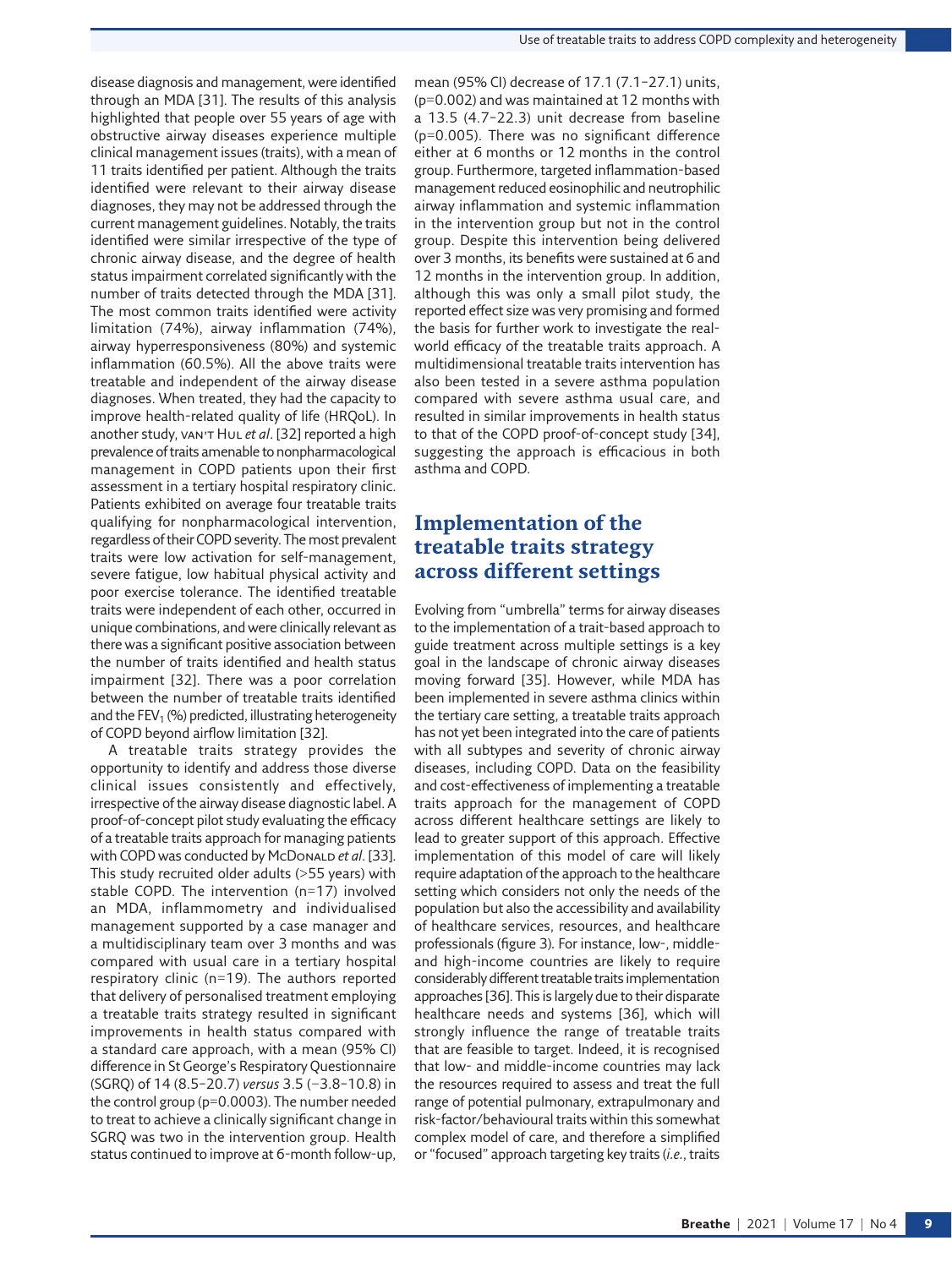disease diagnosis and management, were identified through an MDA [31]. The results of this analysis highlighted that people over 55 years of age with obstructive airway diseases experience multiple clinical management issues (traits), with a mean of 11 traits identified per patient. Although the traits identified were relevant to their airway disease diagnoses, they may not be addressed through the current management guidelines. Notably, the traits identified were similar irrespective of the type of chronic airway disease, and the degree of health status impairment correlated significantly with the number of traits detected through the MDA [31]. The most common traits identified were activity limitation (74%), airway inflammation (74%), airway hyperresponsiveness (80%) and systemic inflammation (60.5%). All the above traits were treatable and independent of the airway disease diagnoses. When treated, they had the capacity to improve health-related quality of life (HRQoL). In another study, van't Hul *et al*. [32] reported a high prevalence of traits amenable to nonpharmacological management in COPD patients upon their first assessment in a tertiary hospital respiratory clinic. Patients exhibited on average four treatable traits qualifying for nonpharmacological intervention, regardless of their COPD severity. The most prevalent traits were low activation for self-management, severe fatigue, low habitual physical activity and poor exercise tolerance. The identified treatable traits were independent of each other, occurred in unique combinations, and were clinically relevant as there was a significant positive association between the number of traits identified and health status impairment [32]. There was a poor correlation between the number of treatable traits identified and the $FEV_1$ (%) predicted, illustrating heterogeneity of COPD beyond airflow limitation [32].

A treatable traits strategy provides the opportunity to identify and address those diverse clinical issues consistently and effectively, irrespective of the airway disease diagnostic label. A proof-of-concept pilot study evaluating the efficacy of a treatable traits approach for managing patients with COPD was conducted by McDonald *et al*. [33]. This study recruited older adults (>55 years) with stable COPD. The intervention (n=17) involved an MDA, inflammometry and individualised management supported by a case manager and a multidisciplinary team over 3 months and was compared with usual care in a tertiary hospital respiratory clinic (n=19). The authors reported that delivery of personalised treatment employing a treatable traits strategy resulted in significant improvements in health status compared with a standard care approach, with a mean (95% CI) difference in St George's Respiratory Questionnaire (SGRQ) of 14 (8.5–20.7) *versus* 3.5 (−3.8–10.8) in the control group (p=0.0003). The number needed to treat to achieve a clinically significant change in SGRQ was two in the intervention group. Health status continued to improve at 6-month follow-up, mean (95% CI) decrease of 17.1 (7.1–27.1) units, (p=0.002) and was maintained at 12 months with a 13.5 (4.7–22.3) unit decrease from baseline (p=0.005). There was no significant difference either at 6 months or 12 months in the control group. Furthermore, targeted inflammation-based management reduced eosinophilic and neutrophilic airway inflammation and systemic inflammation in the intervention group but not in the control group. Despite this intervention being delivered over 3 months, its benefits were sustained at 6 and 12 months in the intervention group. In addition, although this was only a small pilot study, the reported effect size was very promising and formed the basis for further work to investigate the real-world efficacy of the treatable traits approach. A multidimensional treatable traits intervention has also been tested in a severe asthma population compared with severe asthma usual care, and resulted in similar improvements in health status to that of the COPD proof-of-concept study [34], suggesting the approach is efficacious in both asthma and COPD.

## Implementation of the treatable traits strategy across different settings

Evolving from "umbrella" terms for airway diseases to the implementation of a trait-based approach to guide treatment across multiple settings is a key goal in the landscape of chronic airway diseases moving forward [35]. However, while MDA has been implemented in severe asthma clinics within the tertiary care setting, a treatable traits approach has not yet been integrated into the care of patients with all subtypes and severity of chronic airway diseases, including COPD. Data on the feasibility and cost-effectiveness of implementing a treatable traits approach for the management of COPD across different healthcare settings are likely to lead to greater support of this approach. Effective implementation of this model of care will likely require adaptation of the approach to the healthcare setting which considers not only the needs of the population but also the accessibility and availability of healthcare services, resources, and healthcare professionals (figure 3). For instance, low-, middle- and high-income countries are likely to require considerably different treatable traits implementation approaches [36]. This is largely due to their disparate healthcare needs and systems [36], which will strongly influence the range of treatable traits that are feasible to target. Indeed, it is recognised that low- and middle-income countries may lack the resources required to assess and treat the full range of potential pulmonary, extrapulmonary and risk-factor/behavioural traits within this somewhat complex model of care, and therefore a simplified or "focused" approach targeting key traits (*i.e.*, traits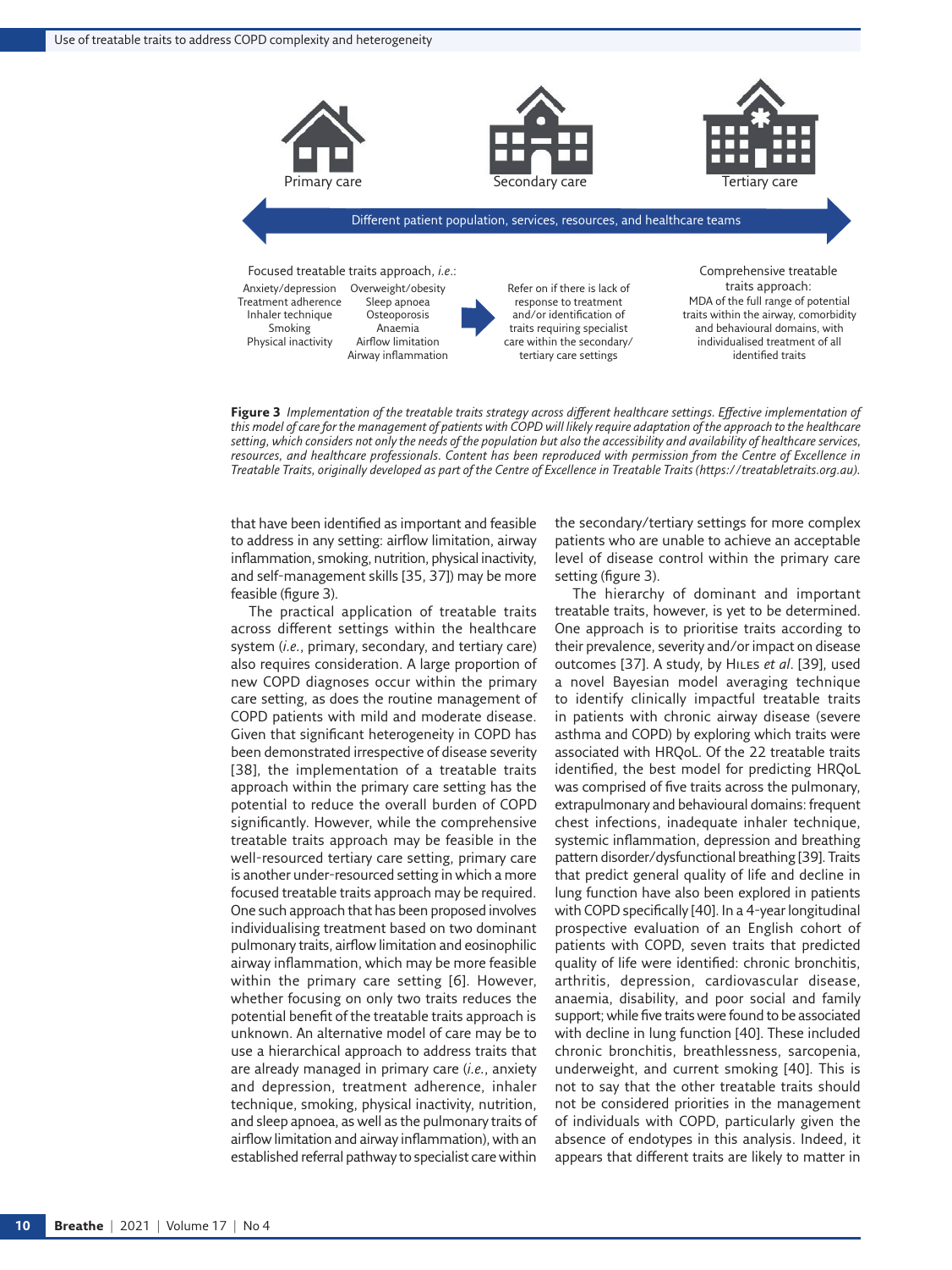Primary care

Secondary care

Tertiary care

Different patient population, services, resources, and healthcare teams

Focused treatable traits approach, *i.e.*:
Anxiety/depression
Treatment adherence
Inhaler technique
Smoking
Physical inactivity
Overweight/obesity
Sleep apnoea
Osteoporosis
Anaemia
Airflow limitation
Airway inflammation

Refer on if there is lack of response to treatment and/or identification of traits requiring specialist care within the secondary/tertiary care settings

Comprehensive treatable traits approach:
MDA of the full range of potential traits within the airway, comorbidity and behavioural domains, with individualised treatment of all identified traits

**Figure 3** *Implementation of the treatable traits strategy across different healthcare settings. Effective implementation of this model of care for the management of patients with COPD will likely require adaptation of the approach to the healthcare setting, which considers not only the needs of the population but also the accessibility and availability of healthcare services, resources, and healthcare professionals. Content has been reproduced with permission from the Centre of Excellence in Treatable Traits, originally developed as part of the Centre of Excellence in Treatable Traits (https://treatabletraits.org.au).*

that have been identified as important and feasible to address in any setting: airflow limitation, airway inflammation, smoking, nutrition, physical inactivity, and self-management skills [35, 37]) may be more feasible (figure 3).

The practical application of treatable traits across different settings within the healthcare system (*i.e.*, primary, secondary, and tertiary care) also requires consideration. A large proportion of new COPD diagnoses occur within the primary care setting, as does the routine management of COPD patients with mild and moderate disease. Given that significant heterogeneity in COPD has been demonstrated irrespective of disease severity [38], the implementation of a treatable traits approach within the primary care setting has the potential to reduce the overall burden of COPD significantly. However, while the comprehensive treatable traits approach may be feasible in the well-resourced tertiary care setting, primary care is another under-resourced setting in which a more focused treatable traits approach may be required. One such approach that has been proposed involves individualising treatment based on two dominant pulmonary traits, airflow limitation and eosinophilic airway inflammation, which may be more feasible within the primary care setting [6]. However, whether focusing on only two traits reduces the potential benefit of the treatable traits approach is unknown. An alternative model of care may be to use a hierarchical approach to address traits that are already managed in primary care (*i.e.*, anxiety and depression, treatment adherence, inhaler technique, smoking, physical inactivity, nutrition, and sleep apnoea, as well as the pulmonary traits of airflow limitation and airway inflammation), with an established referral pathway to specialist care within the secondary/tertiary settings for more complex patients who are unable to achieve an acceptable level of disease control within the primary care setting (figure 3).

The hierarchy of dominant and important treatable traits, however, is yet to be determined. One approach is to prioritise traits according to their prevalence, severity and/or impact on disease outcomes [37]. A study, by Hiles *et al*. [39], used a novel Bayesian model averaging technique to identify clinically impactful treatable traits in patients with chronic airway disease (severe asthma and COPD) by exploring which traits were associated with HRQoL. Of the 22 treatable traits identified, the best model for predicting HRQoL was comprised of five traits across the pulmonary, extrapulmonary and behavioural domains: frequent chest infections, inadequate inhaler technique, systemic inflammation, depression and breathing pattern disorder/dysfunctional breathing [39]. Traits that predict general quality of life and decline in lung function have also been explored in patients with COPD specifically [40]. In a 4-year longitudinal prospective evaluation of an English cohort of patients with COPD, seven traits that predicted quality of life were identified: chronic bronchitis, arthritis, depression, cardiovascular disease, anaemia, disability, and poor social and family support; while five traits were found to be associated with decline in lung function [40]. These included chronic bronchitis, breathlessness, sarcopenia, underweight, and current smoking [40]. This is not to say that the other treatable traits should not be considered priorities in the management of individuals with COPD, particularly given the absence of endotypes in this analysis. Indeed, it appears that different traits are likely to matter in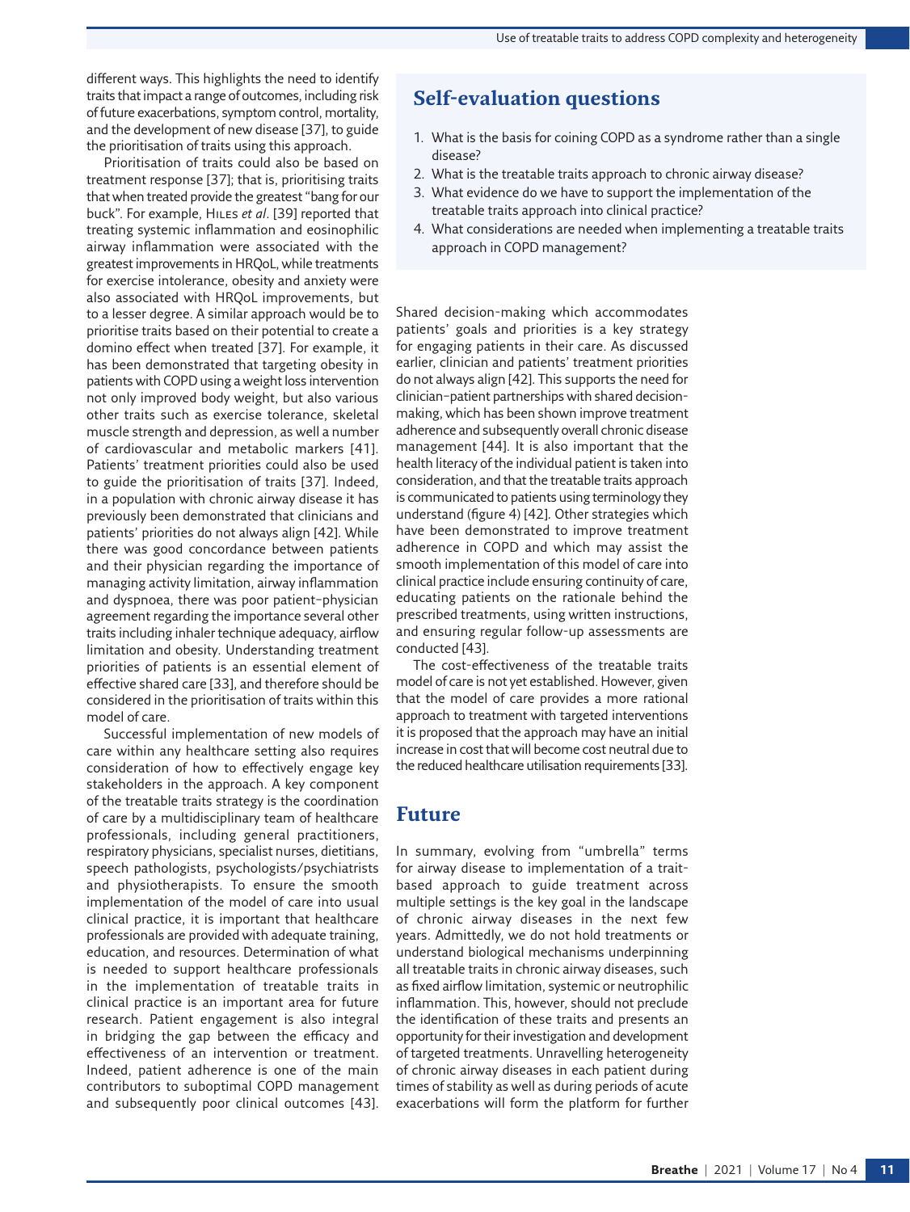different ways. This highlights the need to identify traits that impact a range of outcomes, including risk of future exacerbations, symptom control, mortality, and the development of new disease [37], to guide the prioritisation of traits using this approach.

Prioritisation of traits could also be based on treatment response [37]; that is, prioritising traits that when treated provide the greatest "bang for our buck". For example, Hiles *et al*. [39] reported that treating systemic inflammation and eosinophilic airway inflammation were associated with the greatest improvements in HRQoL, while treatments for exercise intolerance, obesity and anxiety were also associated with HRQoL improvements, but to a lesser degree. A similar approach would be to prioritise traits based on their potential to create a domino effect when treated [37]. For example, it has been demonstrated that targeting obesity in patients with COPD using a weight loss intervention not only improved body weight, but also various other traits such as exercise tolerance, skeletal muscle strength and depression, as well a number of cardiovascular and metabolic markers [41]. Patients' treatment priorities could also be used to guide the prioritisation of traits [37]. Indeed, in a population with chronic airway disease it has previously been demonstrated that clinicians and patients' priorities do not always align [42]. While there was good concordance between patients and their physician regarding the importance of managing activity limitation, airway inflammation and dyspnoea, there was poor patient–physician agreement regarding the importance several other traits including inhaler technique adequacy, airflow limitation and obesity. Understanding treatment priorities of patients is an essential element of effective shared care [33], and therefore should be considered in the prioritisation of traits within this model of care.

Successful implementation of new models of care within any healthcare setting also requires consideration of how to effectively engage key stakeholders in the approach. A key component of the treatable traits strategy is the coordination of care by a multidisciplinary team of healthcare professionals, including general practitioners, respiratory physicians, specialist nurses, dietitians, speech pathologists, psychologists/psychiatrists and physiotherapists. To ensure the smooth implementation of the model of care into usual clinical practice, it is important that healthcare professionals are provided with adequate training, education, and resources. Determination of what is needed to support healthcare professionals in the implementation of treatable traits in clinical practice is an important area for future research. Patient engagement is also integral in bridging the gap between the efficacy and effectiveness of an intervention or treatment. Indeed, patient adherence is one of the main contributors to suboptimal COPD management and subsequently poor clinical outcomes [43].

## Self-evaluation questions

1. What is the basis for coining COPD as a syndrome rather than a single disease?
2. What is the treatable traits approach to chronic airway disease?
3. What evidence do we have to support the implementation of the treatable traits approach into clinical practice?
4. What considerations are needed when implementing a treatable traits approach in COPD management?

Shared decision-making which accommodates patients' goals and priorities is a key strategy for engaging patients in their care. As discussed earlier, clinician and patients' treatment priorities do not always align [42]. This supports the need for clinician–patient partnerships with shared decision-making, which has been shown improve treatment adherence and subsequently overall chronic disease management [44]. It is also important that the health literacy of the individual patient is taken into consideration, and that the treatable traits approach is communicated to patients using terminology they understand (figure 4) [42]. Other strategies which have been demonstrated to improve treatment adherence in COPD and which may assist the smooth implementation of this model of care into clinical practice include ensuring continuity of care, educating patients on the rationale behind the prescribed treatments, using written instructions, and ensuring regular follow-up assessments are conducted [43].

The cost-effectiveness of the treatable traits model of care is not yet established. However, given that the model of care provides a more rational approach to treatment with targeted interventions it is proposed that the approach may have an initial increase in cost that will become cost neutral due to the reduced healthcare utilisation requirements [33].

## Future

In summary, evolving from "umbrella" terms for airway disease to implementation of a trait-based approach to guide treatment across multiple settings is the key goal in the landscape of chronic airway diseases in the next few years. Admittedly, we do not hold treatments or understand biological mechanisms underpinning all treatable traits in chronic airway diseases, such as fixed airflow limitation, systemic or neutrophilic inflammation. This, however, should not preclude the identification of these traits and presents an opportunity for their investigation and development of targeted treatments. Unravelling heterogeneity of chronic airway diseases in each patient during times of stability as well as during periods of acute exacerbations will form the platform for further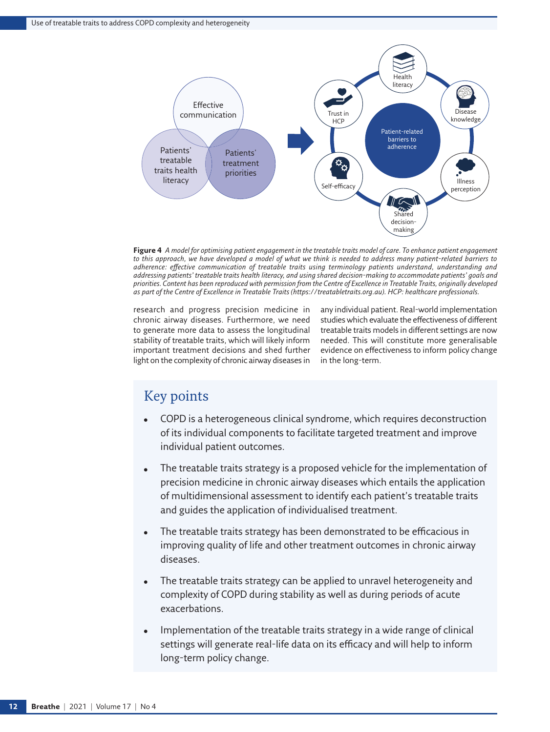**Figure 4** *A model for optimising patient engagement in the treatable traits model of care. To enhance patient engagement to this approach, we have developed a model of what we think is needed to address many patient-related barriers to adherence: effective communication of treatable traits using terminology patients understand, understanding and addressing patients' treatable traits health literacy, and using shared decision-making to accommodate patients' goals and priorities. Content has been reproduced with permission from the Centre of Excellence in Treatable Traits, originally developed as part of the Centre of Excellence in Treatable Traits (https://treatabletraits.org.au). HCP: healthcare professionals.*

research and progress precision medicine in chronic airway diseases. Furthermore, we need to generate more data to assess the longitudinal stability of treatable traits, which will likely inform important treatment decisions and shed further light on the complexity of chronic airway diseases in any individual patient. Real-world implementation studies which evaluate the effectiveness of different treatable traits models in different settings are now needed. This will constitute more generalisable evidence on effectiveness to inform policy change in the long-term.

## Key points

- COPD is a heterogeneous clinical syndrome, which requires deconstruction of its individual components to facilitate targeted treatment and improve individual patient outcomes.
- The treatable traits strategy is a proposed vehicle for the implementation of precision medicine in chronic airway diseases which entails the application of multidimensional assessment to identify each patient's treatable traits and guides the application of individualised treatment.
- The treatable traits strategy has been demonstrated to be efficacious in improving quality of life and other treatment outcomes in chronic airway diseases.
- The treatable traits strategy can be applied to unravel heterogeneity and complexity of COPD during stability as well as during periods of acute exacerbations.
- Implementation of the treatable traits strategy in a wide range of clinical settings will generate real-life data on its efficacy and will help to inform long-term policy change.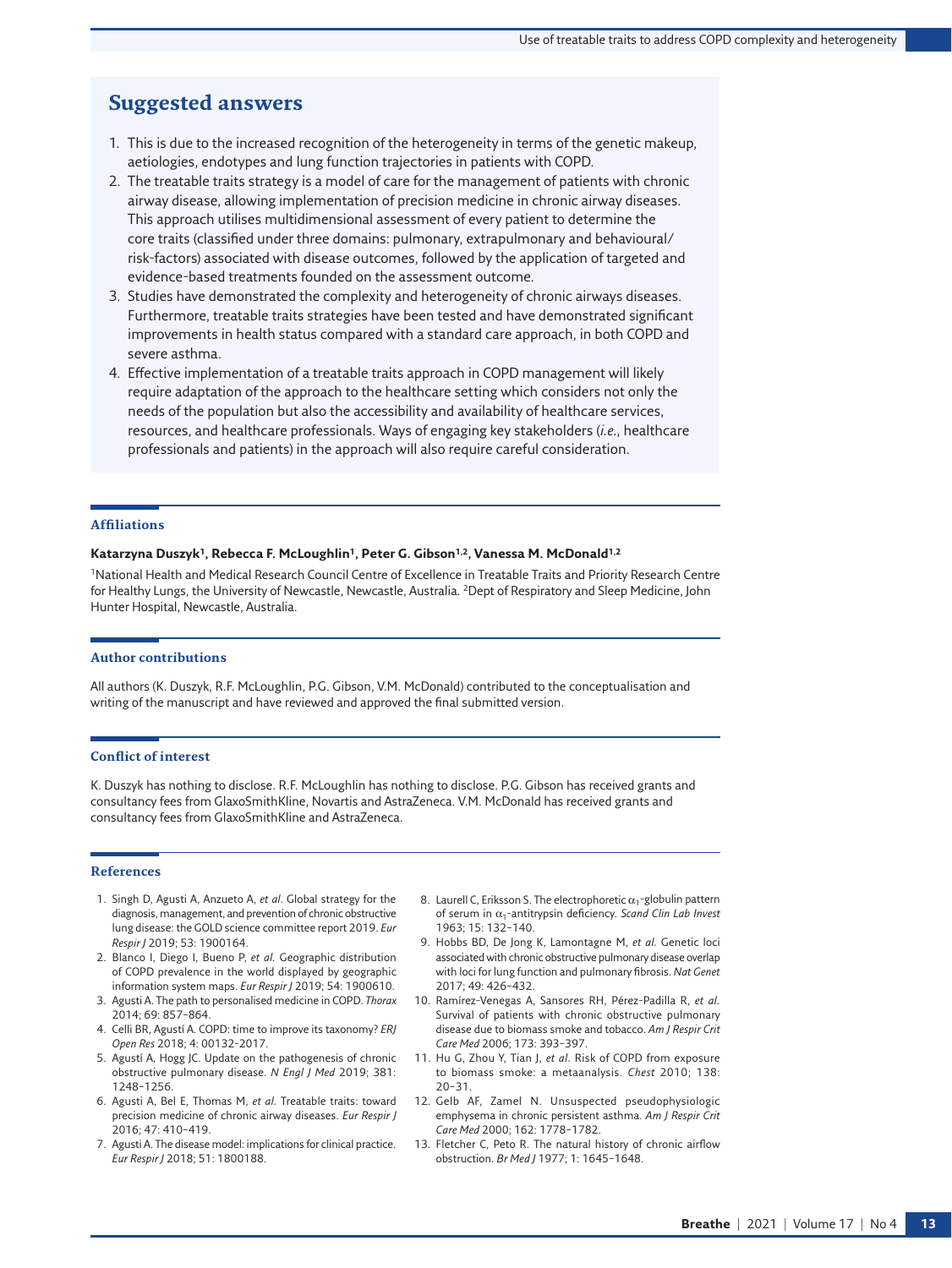## Suggested answers

1. This is due to the increased recognition of the heterogeneity in terms of the genetic makeup, aetiologies, endotypes and lung function trajectories in patients with COPD.
2. The treatable traits strategy is a model of care for the management of patients with chronic airway disease, allowing implementation of precision medicine in chronic airway diseases. This approach utilises multidimensional assessment of every patient to determine the core traits (classified under three domains: pulmonary, extrapulmonary and behavioural/risk-factors) associated with disease outcomes, followed by the application of targeted and evidence-based treatments founded on the assessment outcome.
3. Studies have demonstrated the complexity and heterogeneity of chronic airways diseases. Furthermore, treatable traits strategies have been tested and have demonstrated significant improvements in health status compared with a standard care approach, in both COPD and severe asthma.
4. Effective implementation of a treatable traits approach in COPD management will likely require adaptation of the approach to the healthcare setting which considers not only the needs of the population but also the accessibility and availability of healthcare services, resources, and healthcare professionals. Ways of engaging key stakeholders (*i.e.*, healthcare professionals and patients) in the approach will also require careful consideration.

### Affiliations

**Katarzyna Duszyk[1], Rebecca F. McLoughlin[1], Peter G. Gibson[1,2], Vanessa M. McDonald[1,2]**

[1]National Health and Medical Research Council Centre of Excellence in Treatable Traits and Priority Research Centre for Healthy Lungs, the University of Newcastle, Newcastle, Australia. [2]Dept of Respiratory and Sleep Medicine, John Hunter Hospital, Newcastle, Australia.

### Author contributions

All authors (K. Duszyk, R.F. McLoughlin, P.G. Gibson, V.M. McDonald) contributed to the conceptualisation and writing of the manuscript and have reviewed and approved the final submitted version.

### Conflict of interest

K. Duszyk has nothing to disclose. R.F. McLoughlin has nothing to disclose. P.G. Gibson has received grants and consultancy fees from GlaxoSmithKline, Novartis and AstraZeneca. V.M. McDonald has received grants and consultancy fees from GlaxoSmithKline and AstraZeneca.

### References

1. Singh D, Agusti A, Anzueto A, *et al*. Global strategy for the diagnosis, management, and prevention of chronic obstructive lung disease: the GOLD science committee report 2019. *Eur Respir J* 2019; 53: 1900164.
2. Blanco I, Diego I, Bueno P, *et al*. Geographic distribution of COPD prevalence in the world displayed by geographic information system maps. *Eur Respir J* 2019; 54: 1900610.
3. Agusti A. The path to personalised medicine in COPD. *Thorax* 2014; 69: 857–864.
4. Celli BR, Agustí A. COPD: time to improve its taxonomy? *ERJ Open Res* 2018; 4: 00132-2017.
5. Agustí A, Hogg JC. Update on the pathogenesis of chronic obstructive pulmonary disease. *N Engl J Med* 2019; 381: 1248–1256.
6. Agusti A, Bel E, Thomas M, *et al*. Treatable traits: toward precision medicine of chronic airway diseases. *Eur Respir J* 2016; 47: 410–419.
7. Agusti A. The disease model: implications for clinical practice. *Eur Respir J* 2018; 51: 1800188.
8. Laurell C, Eriksson S. The electrophoretic $\alpha_1$-globulin pattern of serum in $\alpha_1$-antitrypsin deficiency. *Scand Clin Lab Invest* 1963; 15: 132–140.
9. Hobbs BD, De Jong K, Lamontagne M, *et al*. Genetic loci associated with chronic obstructive pulmonary disease overlap with loci for lung function and pulmonary fibrosis. *Nat Genet* 2017; 49: 426–432.
10. Ramírez-Venegas A, Sansores RH, Pérez-Padilla R, *et al*. Survival of patients with chronic obstructive pulmonary disease due to biomass smoke and tobacco. *Am J Respir Crit Care Med* 2006; 173: 393–397.
11. Hu G, Zhou Y, Tian J, *et al*. Risk of COPD from exposure to biomass smoke: a metaanalysis. *Chest* 2010; 138: 20–31.
12. Gelb AF, Zamel N. Unsuspected pseudophysiologic emphysema in chronic persistent asthma. *Am J Respir Crit Care Med* 2000; 162: 1778–1782.
13. Fletcher C, Peto R. The natural history of chronic airflow obstruction. *Br Med J* 1977; 1: 1645–1648.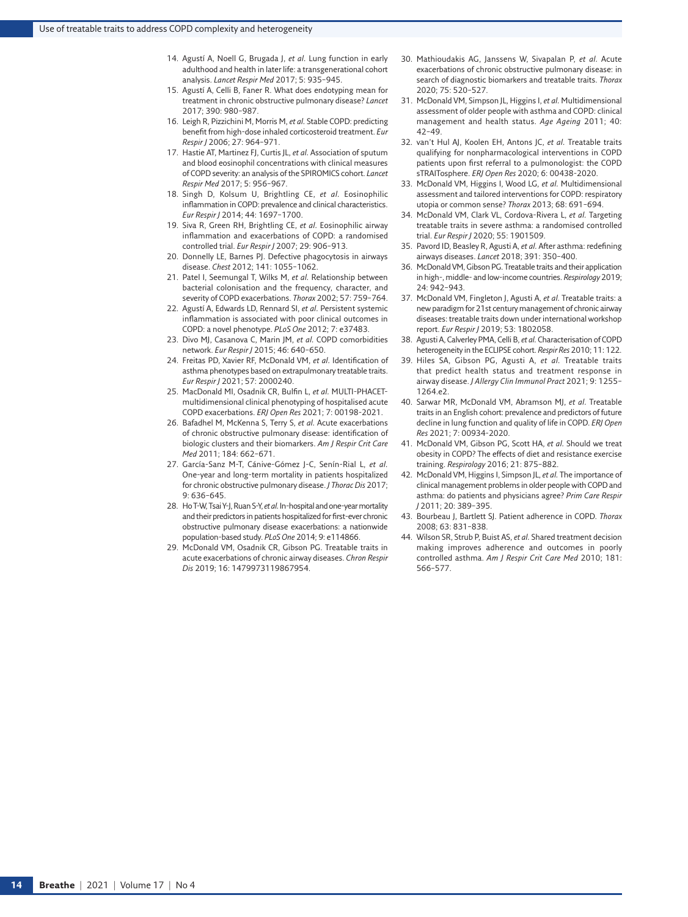14. Agustí A, Noell G, Brugada J, *et al*. Lung function in early adulthood and health in later life: a transgenerational cohort analysis. *Lancet Respir Med* 2017; 5: 935–945.
15. Agustí A, Celli B, Faner R. What does endotyping mean for treatment in chronic obstructive pulmonary disease? *Lancet* 2017; 390: 980–987.
16. Leigh R, Pizzichini M, Morris M, *et al*. Stable COPD: predicting benefit from high-dose inhaled corticosteroid treatment. *Eur Respir J* 2006; 27: 964–971.
17. Hastie AT, Martinez FJ, Curtis JL, *et al*. Association of sputum and blood eosinophil concentrations with clinical measures of COPD severity: an analysis of the SPIROMICS cohort. *Lancet Respir Med* 2017; 5: 956–967.
18. Singh D, Kolsum U, Brightling CE, *et al*. Eosinophilic inflammation in COPD: prevalence and clinical characteristics. *Eur Respir J* 2014; 44: 1697–1700.
19. Siva R, Green RH, Brightling CE, *et al*. Eosinophilic airway inflammation and exacerbations of COPD: a randomised controlled trial. *Eur Respir J* 2007; 29: 906–913.
20. Donnelly LE, Barnes PJ. Defective phagocytosis in airways disease. *Chest* 2012; 141: 1055–1062.
21. Patel I, Seemungal T, Wilks M, *et al*. Relationship between bacterial colonisation and the frequency, character, and severity of COPD exacerbations. *Thorax* 2002; 57: 759–764.
22. Agustí A, Edwards LD, Rennard SI, *et al*. Persistent systemic inflammation is associated with poor clinical outcomes in COPD: a novel phenotype. *PLoS One* 2012; 7: e37483.
23. Divo MJ, Casanova C, Marin JM, *et al*. COPD comorbidities network. *Eur Respir J* 2015; 46: 640–650.
24. Freitas PD, Xavier RF, McDonald VM, *et al*. Identification of asthma phenotypes based on extrapulmonary treatable traits. *Eur Respir J* 2021; 57: 2000240.
25. MacDonald MI, Osadnik CR, Bulfin L, *et al*. MULTI-PHACET-multidimensional clinical phenotyping of hospitalised acute COPD exacerbations. *ERJ Open Res* 2021; 7: 00198-2021.
26. Bafadhel M, McKenna S, Terry S, *et al*. Acute exacerbations of chronic obstructive pulmonary disease: identification of biologic clusters and their biomarkers. *Am J Respir Crit Care Med* 2011; 184: 662–671.
27. García-Sanz M-T, Cánive-Gómez J-C, Senín-Rial L, *et al*. One-year and long-term mortality in patients hospitalized for chronic obstructive pulmonary disease. *J Thorac Dis* 2017; 9: 636–645.
28. Ho T-W, Tsai Y-J, Ruan S-Y, *et al*. In-hospital and one-year mortality and their predictors in patients hospitalized for first-ever chronic obstructive pulmonary disease exacerbations: a nationwide population-based study. *PLoS One* 2014; 9: e114866.
29. McDonald VM, Osadnik CR, Gibson PG. Treatable traits in acute exacerbations of chronic airway diseases. *Chron Respir Dis* 2019; 16: 1479973119867954.
30. Mathioudakis AG, Janssens W, Sivapalan P, *et al*. Acute exacerbations of chronic obstructive pulmonary disease: in search of diagnostic biomarkers and treatable traits. *Thorax* 2020; 75: 520–527.
31. McDonald VM, Simpson JL, Higgins I, *et al*. Multidimensional assessment of older people with asthma and COPD: clinical management and health status. *Age Ageing* 2011; 40: 42–49.
32. van't Hul AJ, Koolen EH, Antons JC, *et al*. Treatable traits qualifying for nonpharmacological interventions in COPD patients upon first referral to a pulmonologist: the COPD sTRAITosphere. *ERJ Open Res* 2020; 6: 00438-2020.
33. McDonald VM, Higgins I, Wood LG, *et al*. Multidimensional assessment and tailored interventions for COPD: respiratory utopia or common sense? *Thorax* 2013; 68: 691–694.
34. McDonald VM, Clark VL, Cordova-Rivera L, *et al*. Targeting treatable traits in severe asthma: a randomised controlled trial. *Eur Respir J* 2020; 55: 1901509.
35. Pavord ID, Beasley R, Agusti A, *et al*. After asthma: redefining airways diseases. *Lancet* 2018; 391: 350–400.
36. McDonald VM, Gibson PG. Treatable traits and their application in high-, middle- and low-income countries. *Respirology* 2019; 24: 942–943.
37. McDonald VM, Fingleton J, Agusti A, *et al*. Treatable traits: a new paradigm for 21st century management of chronic airway diseases: treatable traits down under international workshop report. *Eur Respir J* 2019; 53: 1802058.
38. Agusti A, Calverley PMA, Celli B, *et al*. Characterisation of COPD heterogeneity in the ECLIPSE cohort. *Respir Res* 2010; 11: 122.
39. Hiles SA, Gibson PG, Agusti A, *et al*. Treatable traits that predict health status and treatment response in airway disease. *J Allergy Clin Immunol Pract* 2021; 9: 1255–1264.e2.
40. Sarwar MR, McDonald VM, Abramson MJ, *et al*. Treatable traits in an English cohort: prevalence and predictors of future decline in lung function and quality of life in COPD. *ERJ Open Res* 2021; 7: 00934-2020.
41. McDonald VM, Gibson PG, Scott HA, *et al*. Should we treat obesity in COPD? The effects of diet and resistance exercise training. *Respirology* 2016; 21: 875–882.
42. McDonald VM, Higgins I, Simpson JL, *et al*. The importance of clinical management problems in older people with COPD and asthma: do patients and physicians agree? *Prim Care Respir J* 2011; 20: 389–395.
43. Bourbeau J, Bartlett SJ. Patient adherence in COPD. *Thorax* 2008; 63: 831–838.
44. Wilson SR, Strub P, Buist AS, *et al*. Shared treatment decision making improves adherence and outcomes in poorly controlled asthma. *Am J Respir Crit Care Med* 2010; 181: 566–577.